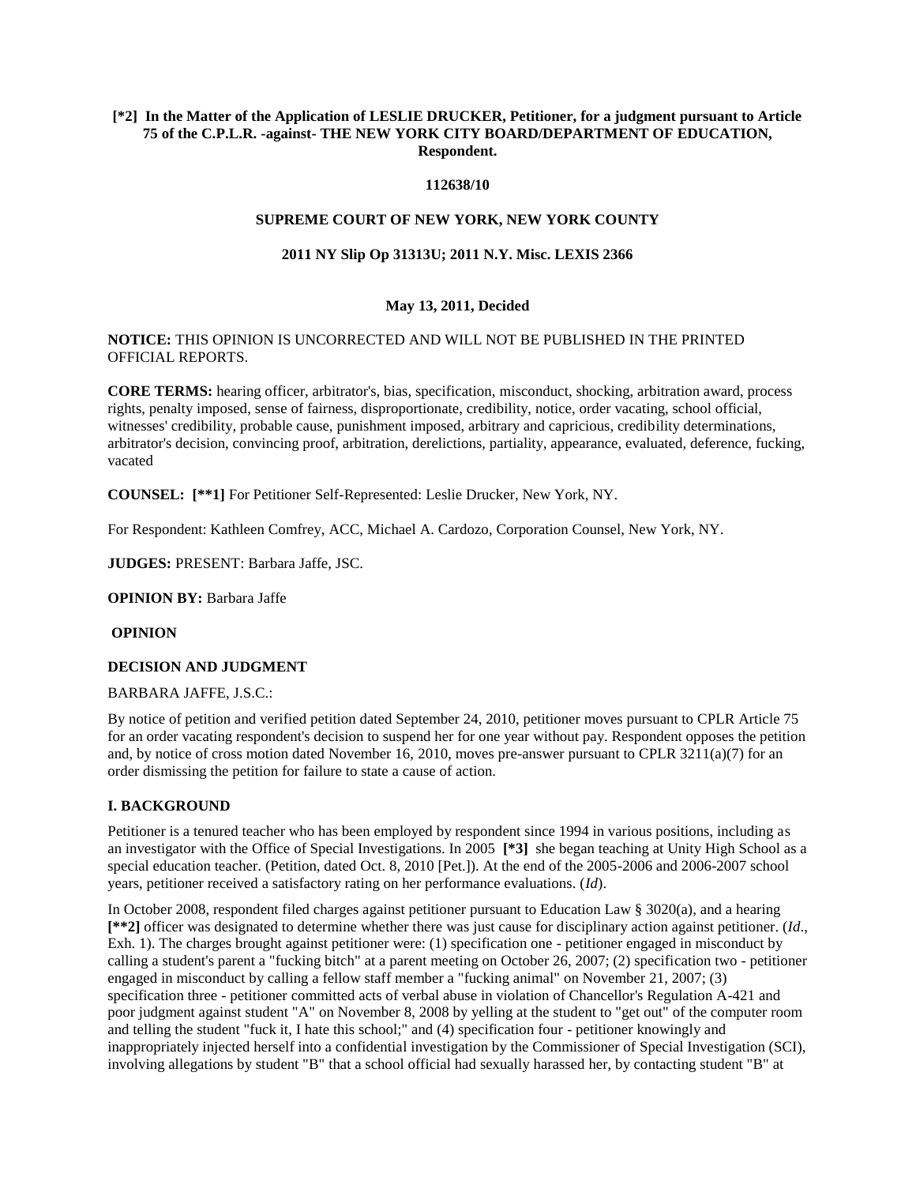**[*2] In the Matter of the Application of LESLIE DRUCKER, Petitioner, for a judgment pursuant to Article 75 of the C.P.L.R. -against- THE NEW YORK CITY BOARD/DEPARTMENT OF EDUCATION, Respondent.**

**112638/10**

**SUPREME COURT OF NEW YORK, NEW YORK COUNTY**

**2011 NY Slip Op 31313U; 2011 N.Y. Misc. LEXIS 2366**

**May 13, 2011, Decided**

**NOTICE:** THIS OPINION IS UNCORRECTED AND WILL NOT BE PUBLISHED IN THE PRINTED OFFICIAL REPORTS.

**CORE TERMS:** hearing officer, arbitrator's, bias, specification, misconduct, shocking, arbitration award, process rights, penalty imposed, sense of fairness, disproportionate, credibility, notice, order vacating, school official, witnesses' credibility, probable cause, punishment imposed, arbitrary and capricious, credibility determinations, arbitrator's decision, convincing proof, arbitration, derelictions, partiality, appearance, evaluated, deference, fucking, vacated

**COUNSEL: [**1]** For Petitioner Self-Represented: Leslie Drucker, New York, NY.

For Respondent: Kathleen Comfrey, ACC, Michael A. Cardozo, Corporation Counsel, New York, NY.

**JUDGES:** PRESENT: Barbara Jaffe, JSC.

**OPINION BY:** Barbara Jaffe

**OPINION**

**DECISION AND JUDGMENT**

BARBARA JAFFE, J.S.C.:

By notice of petition and verified petition dated September 24, 2010, petitioner moves pursuant to CPLR Article 75 for an order vacating respondent's decision to suspend her for one year without pay. Respondent opposes the petition and, by notice of cross motion dated November 16, 2010, moves pre-answer pursuant to CPLR 3211(a)(7) for an order dismissing the petition for failure to state a cause of action.

**I. BACKGROUND**

Petitioner is a tenured teacher who has been employed by respondent since 1994 in various positions, including as an investigator with the Office of Special Investigations. In 2005 **[*3]** she began teaching at Unity High School as a special education teacher. (Petition, dated Oct. 8, 2010 [Pet.]). At the end of the 2005-2006 and 2006-2007 school years, petitioner received a satisfactory rating on her performance evaluations. (*Id*).

In October 2008, respondent filed charges against petitioner pursuant to Education Law § 3020(a), and a hearing **[**2]** officer was designated to determine whether there was just cause for disciplinary action against petitioner. (*Id*., Exh. 1). The charges brought against petitioner were: (1) specification one - petitioner engaged in misconduct by calling a student's parent a "fucking bitch" at a parent meeting on October 26, 2007; (2) specification two - petitioner engaged in misconduct by calling a fellow staff member a "fucking animal" on November 21, 2007; (3) specification three - petitioner committed acts of verbal abuse in violation of Chancellor's Regulation A-421 and poor judgment against student "A" on November 8, 2008 by yelling at the student to "get out" of the computer room and telling the student "fuck it, I hate this school;" and (4) specification four - petitioner knowingly and inappropriately injected herself into a confidential investigation by the Commissioner of Special Investigation (SCI), involving allegations by student "B" that a school official had sexually harassed her, by contacting student "B" at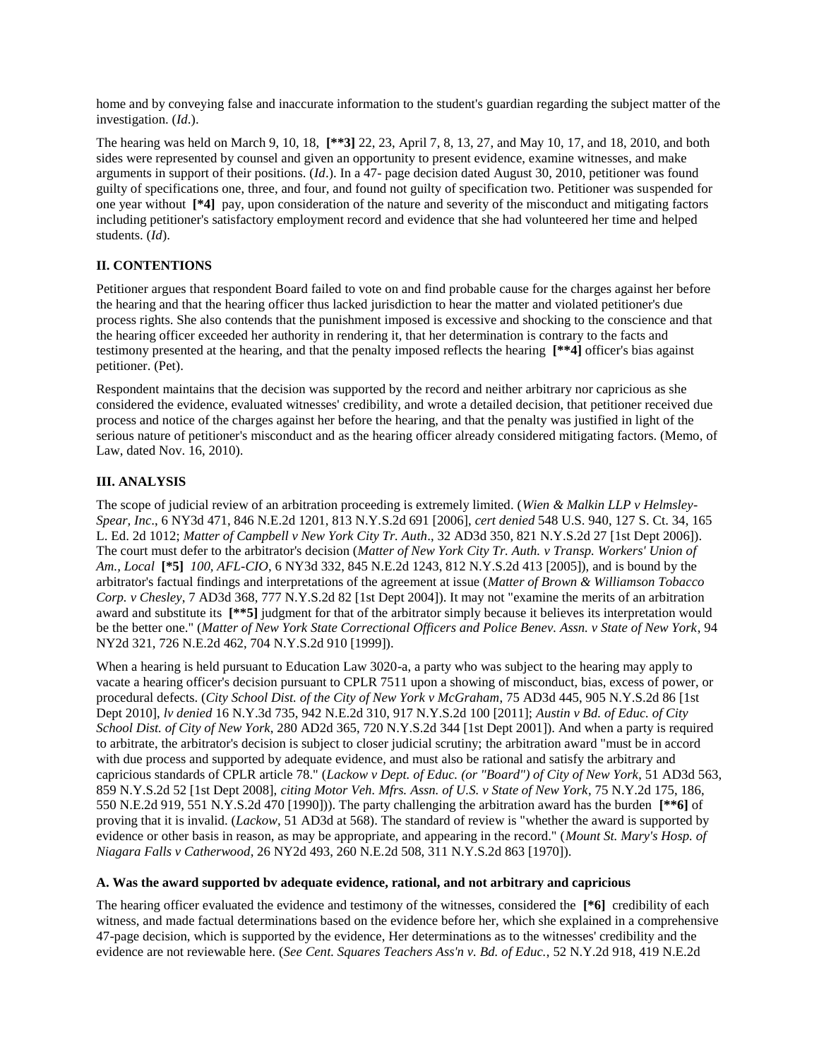home and by conveying false and inaccurate information to the student's guardian regarding the subject matter of the investigation. (*Id*.).

The hearing was held on March 9, 10, 18, **[**3]** 22, 23, April 7, 8, 13, 27, and May 10, 17, and 18, 2010, and both sides were represented by counsel and given an opportunity to present evidence, examine witnesses, and make arguments in support of their positions. (*Id*.). In a 47- page decision dated August 30, 2010, petitioner was found guilty of specifications one, three, and four, and found not guilty of specification two. Petitioner was suspended for one year without **[*4]** pay, upon consideration of the nature and severity of the misconduct and mitigating factors including petitioner's satisfactory employment record and evidence that she had volunteered her time and helped students. (*Id*).

### II. CONTENTIONS

Petitioner argues that respondent Board failed to vote on and find probable cause for the charges against her before the hearing and that the hearing officer thus lacked jurisdiction to hear the matter and violated petitioner's due process rights. She also contends that the punishment imposed is excessive and shocking to the conscience and that the hearing officer exceeded her authority in rendering it, that her determination is contrary to the facts and testimony presented at the hearing, and that the penalty imposed reflects the hearing **[**4]** officer's bias against petitioner. (Pet).

Respondent maintains that the decision was supported by the record and neither arbitrary nor capricious as she considered the evidence, evaluated witnesses' credibility, and wrote a detailed decision, that petitioner received due process and notice of the charges against her before the hearing, and that the penalty was justified in light of the serious nature of petitioner's misconduct and as the hearing officer already considered mitigating factors. (Memo, of Law, dated Nov. 16, 2010).

### III. ANALYSIS

The scope of judicial review of an arbitration proceeding is extremely limited. (*Wien & Malkin LLP v Helmsley-Spear, Inc*., 6 NY3d 471, 846 N.E.2d 1201, 813 N.Y.S.2d 691 [2006], *cert denied* 548 U.S. 940, 127 S. Ct. 34, 165 L. Ed. 2d 1012; *Matter of Campbell v New York City Tr. Auth*., 32 AD3d 350, 821 N.Y.S.2d 27 [1st Dept 2006]). The court must defer to the arbitrator's decision (*Matter of New York City Tr. Auth. v Transp. Workers' Union of Am., Local* **[*5]** *100, AFL-CIO*, 6 NY3d 332, 845 N.E.2d 1243, 812 N.Y.S.2d 413 [2005]), and is bound by the arbitrator's factual findings and interpretations of the agreement at issue (*Matter of Brown & Williamson Tobacco Corp. v Chesley*, 7 AD3d 368, 777 N.Y.S.2d 82 [1st Dept 2004]). It may not "examine the merits of an arbitration award and substitute its **[**5]** judgment for that of the arbitrator simply because it believes its interpretation would be the better one." (*Matter of New York State Correctional Officers and Police Benev. Assn. v State of New York*, 94 NY2d 321, 726 N.E.2d 462, 704 N.Y.S.2d 910 [1999]).

When a hearing is held pursuant to Education Law 3020-a, a party who was subject to the hearing may apply to vacate a hearing officer's decision pursuant to CPLR 7511 upon a showing of misconduct, bias, excess of power, or procedural defects. (*City School Dist. of the City of New York v McGraham*, 75 AD3d 445, 905 N.Y.S.2d 86 [1st Dept 2010], *lv denied* 16 N.Y.3d 735, 942 N.E.2d 310, 917 N.Y.S.2d 100 [2011]; *Austin v Bd. of Educ. of City School Dist. of City of New York*, 280 AD2d 365, 720 N.Y.S.2d 344 [1st Dept 2001]). And when a party is required to arbitrate, the arbitrator's decision is subject to closer judicial scrutiny; the arbitration award "must be in accord with due process and supported by adequate evidence, and must also be rational and satisfy the arbitrary and capricious standards of CPLR article 78." (*Lackow v Dept. of Educ. (or "Board") of City of New York*, 51 AD3d 563, 859 N.Y.S.2d 52 [1st Dept 2008], *citing Motor Veh. Mfrs. Assn. of U.S. v State of New York*, 75 N.Y.2d 175, 186, 550 N.E.2d 919, 551 N.Y.S.2d 470 [1990])). The party challenging the arbitration award has the burden **[**6]** of proving that it is invalid. (*Lackow*, 51 AD3d at 568). The standard of review is "whether the award is supported by evidence or other basis in reason, as may be appropriate, and appearing in the record." (*Mount St. Mary's Hosp. of Niagara Falls v Catherwood*, 26 NY2d 493, 260 N.E.2d 508, 311 N.Y.S.2d 863 [1970]).

#### A. Was the award supported bv adequate evidence, rational, and not arbitrary and capricious

The hearing officer evaluated the evidence and testimony of the witnesses, considered the **[*6]** credibility of each witness, and made factual determinations based on the evidence before her, which she explained in a comprehensive 47-page decision, which is supported by the evidence, Her determinations as to the witnesses' credibility and the evidence are not reviewable here. (*See Cent. Squares Teachers Ass'n v. Bd. of Educ.*, 52 N.Y.2d 918, 419 N.E.2d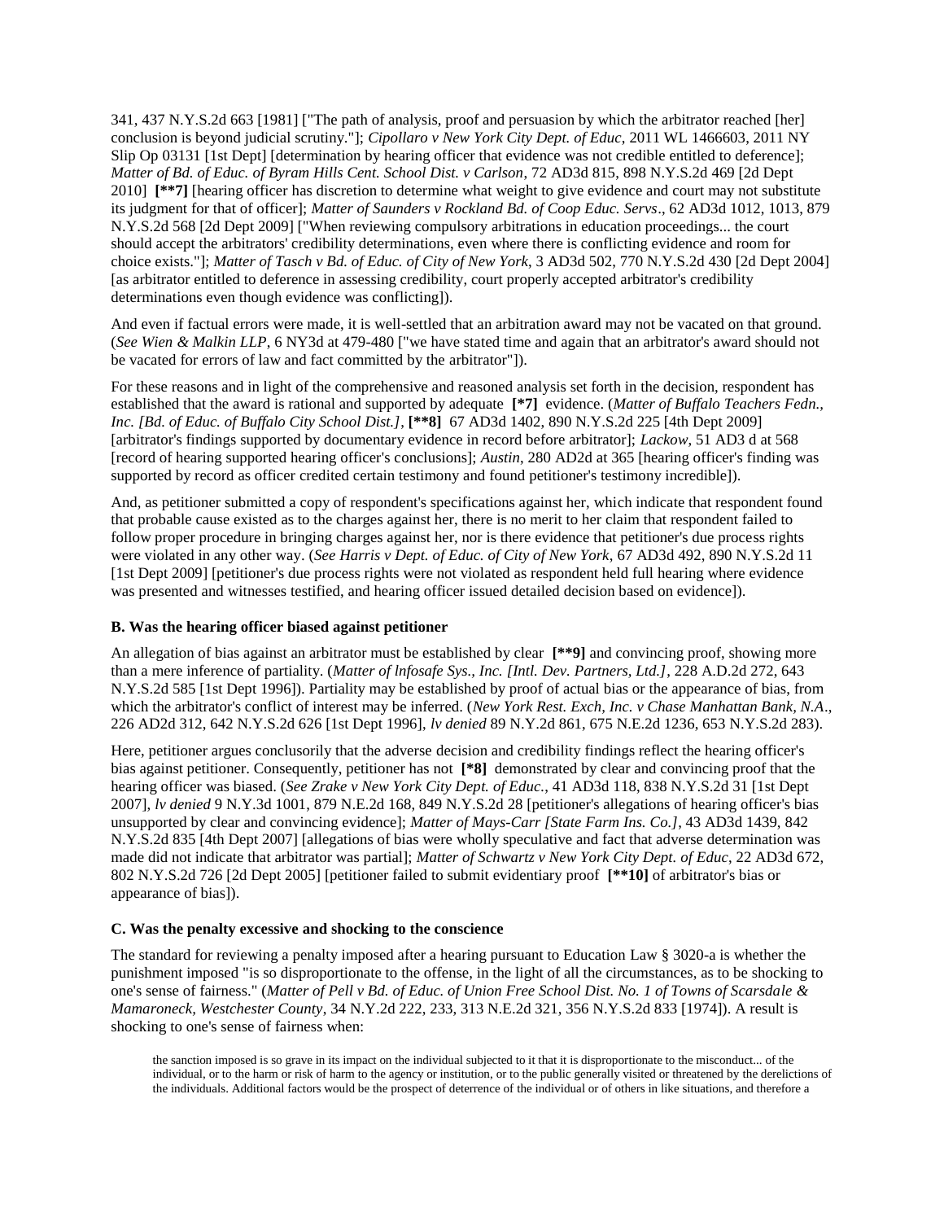341, 437 N.Y.S.2d 663 [1981] ["The path of analysis, proof and persuasion by which the arbitrator reached [her] conclusion is beyond judicial scrutiny."]; *Cipollaro v New York City Dept. of Educ*, 2011 WL 1466603, 2011 NY Slip Op 03131 [1st Dept] [determination by hearing officer that evidence was not credible entitled to deference]; *Matter of Bd. of Educ. of Byram Hills Cent. School Dist. v Carlson*, 72 AD3d 815, 898 N.Y.S.2d 469 [2d Dept 2010] **[\*\*7]** [hearing officer has discretion to determine what weight to give evidence and court may not substitute its judgment for that of officer]; *Matter of Saunders v Rockland Bd. of Coop Educ. Servs*., 62 AD3d 1012, 1013, 879 N.Y.S.2d 568 [2d Dept 2009] ["When reviewing compulsory arbitrations in education proceedings... the court should accept the arbitrators' credibility determinations, even where there is conflicting evidence and room for choice exists."]; *Matter of Tasch v Bd. of Educ. of City of New York*, 3 AD3d 502, 770 N.Y.S.2d 430 [2d Dept 2004] [as arbitrator entitled to deference in assessing credibility, court properly accepted arbitrator's credibility determinations even though evidence was conflicting]).

And even if factual errors were made, it is well-settled that an arbitration award may not be vacated on that ground. (*See Wien & Malkin LLP*, 6 NY3d at 479-480 ["we have stated time and again that an arbitrator's award should not be vacated for errors of law and fact committed by the arbitrator"]).

For these reasons and in light of the comprehensive and reasoned analysis set forth in the decision, respondent has established that the award is rational and supported by adequate **[\*7]** evidence. (*Matter of Buffalo Teachers Fedn., Inc. [Bd. of Educ. of Buffalo City School Dist.]*, **[\*\*8]** 67 AD3d 1402, 890 N.Y.S.2d 225 [4th Dept 2009] [arbitrator's findings supported by documentary evidence in record before arbitrator]; *Lackow*, 51 AD3 d at 568 [record of hearing supported hearing officer's conclusions]; *Austin*, 280 AD2d at 365 [hearing officer's finding was supported by record as officer credited certain testimony and found petitioner's testimony incredible]).

And, as petitioner submitted a copy of respondent's specifications against her, which indicate that respondent found that probable cause existed as to the charges against her, there is no merit to her claim that respondent failed to follow proper procedure in bringing charges against her, nor is there evidence that petitioner's due process rights were violated in any other way. (*See Harris v Dept. of Educ. of City of New York*, 67 AD3d 492, 890 N.Y.S.2d 11 [1st Dept 2009] [petitioner's due process rights were not violated as respondent held full hearing where evidence was presented and witnesses testified, and hearing officer issued detailed decision based on evidence]).

**B. Was the hearing officer biased against petitioner**

An allegation of bias against an arbitrator must be established by clear **[\*\*9]** and convincing proof, showing more than a mere inference of partiality. (*Matter of lnfosafe Sys., Inc. [Intl. Dev. Partners, Ltd.]*, 228 A.D.2d 272, 643 N.Y.S.2d 585 [1st Dept 1996]). Partiality may be established by proof of actual bias or the appearance of bias, from which the arbitrator's conflict of interest may be inferred. (*New York Rest. Exch, Inc. v Chase Manhattan Bank, N.A*., 226 AD2d 312, 642 N.Y.S.2d 626 [1st Dept 1996], *lv denied* 89 N.Y.2d 861, 675 N.E.2d 1236, 653 N.Y.S.2d 283).

Here, petitioner argues conclusorily that the adverse decision and credibility findings reflect the hearing officer's bias against petitioner. Consequently, petitioner has not **[\*8]** demonstrated by clear and convincing proof that the hearing officer was biased. (*See Zrake v New York City Dept. of Educ.*, 41 AD3d 118, 838 N.Y.S.2d 31 [1st Dept 2007], *lv denied* 9 N.Y.3d 1001, 879 N.E.2d 168, 849 N.Y.S.2d 28 [petitioner's allegations of hearing officer's bias unsupported by clear and convincing evidence]; *Matter of Mays-Carr [State Farm Ins. Co.]*, 43 AD3d 1439, 842 N.Y.S.2d 835 [4th Dept 2007] [allegations of bias were wholly speculative and fact that adverse determination was made did not indicate that arbitrator was partial]; *Matter of Schwartz v New York City Dept. of Educ*, 22 AD3d 672, 802 N.Y.S.2d 726 [2d Dept 2005] [petitioner failed to submit evidentiary proof **[\*\*10]** of arbitrator's bias or appearance of bias]).

**C. Was the penalty excessive and shocking to the conscience**

The standard for reviewing a penalty imposed after a hearing pursuant to Education Law § 3020-a is whether the punishment imposed "is so disproportionate to the offense, in the light of all the circumstances, as to be shocking to one's sense of fairness." (*Matter of Pell v Bd. of Educ. of Union Free School Dist. No. 1 of Towns of Scarsdale & Mamaroneck, Westchester County*, 34 N.Y.2d 222, 233, 313 N.E.2d 321, 356 N.Y.S.2d 833 [1974]). A result is shocking to one's sense of fairness when:

> the sanction imposed is so grave in its impact on the individual subjected to it that it is disproportionate to the misconduct... of the individual, or to the harm or risk of harm to the agency or institution, or to the public generally visited or threatened by the derelictions of the individuals. Additional factors would be the prospect of deterrence of the individual or of others in like situations, and therefore a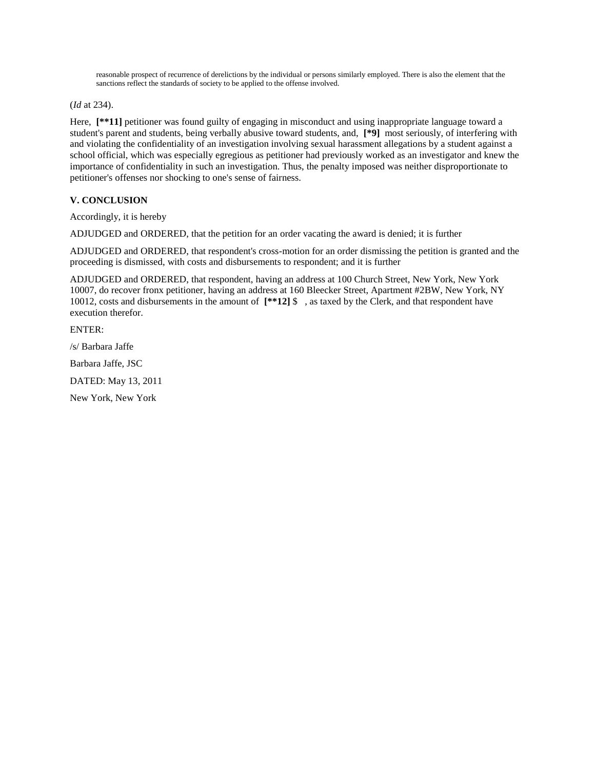> reasonable prospect of recurrence of derelictions by the individual or persons similarly employed. There is also the element that the sanctions reflect the standards of society to be applied to the offense involved.

(*Id* at 234).

Here, **[**11]** petitioner was found guilty of engaging in misconduct and using inappropriate language toward a student's parent and students, being verbally abusive toward students, and, **[*9]** most seriously, of interfering with and violating the confidentiality of an investigation involving sexual harassment allegations by a student against a school official, which was especially egregious as petitioner had previously worked as an investigator and knew the importance of confidentiality in such an investigation. Thus, the penalty imposed was neither disproportionate to petitioner's offenses nor shocking to one's sense of fairness.

**V. CONCLUSION**

Accordingly, it is hereby

ADJUDGED and ORDERED, that the petition for an order vacating the award is denied; it is further

ADJUDGED and ORDERED, that respondent's cross-motion for an order dismissing the petition is granted and the proceeding is dismissed, with costs and disbursements to respondent; and it is further

ADJUDGED and ORDERED, that respondent, having an address at 100 Church Street, New York, New York 10007, do recover fronx petitioner, having an address at 160 Bleecker Street, Apartment #2BW, New York, NY 10012, costs and disbursements in the amount of **[**12]** $ , as taxed by the Clerk, and that respondent have execution therefor.

ENTER:

/s/ Barbara Jaffe

Barbara Jaffe, JSC

DATED: May 13, 2011

New York, New York